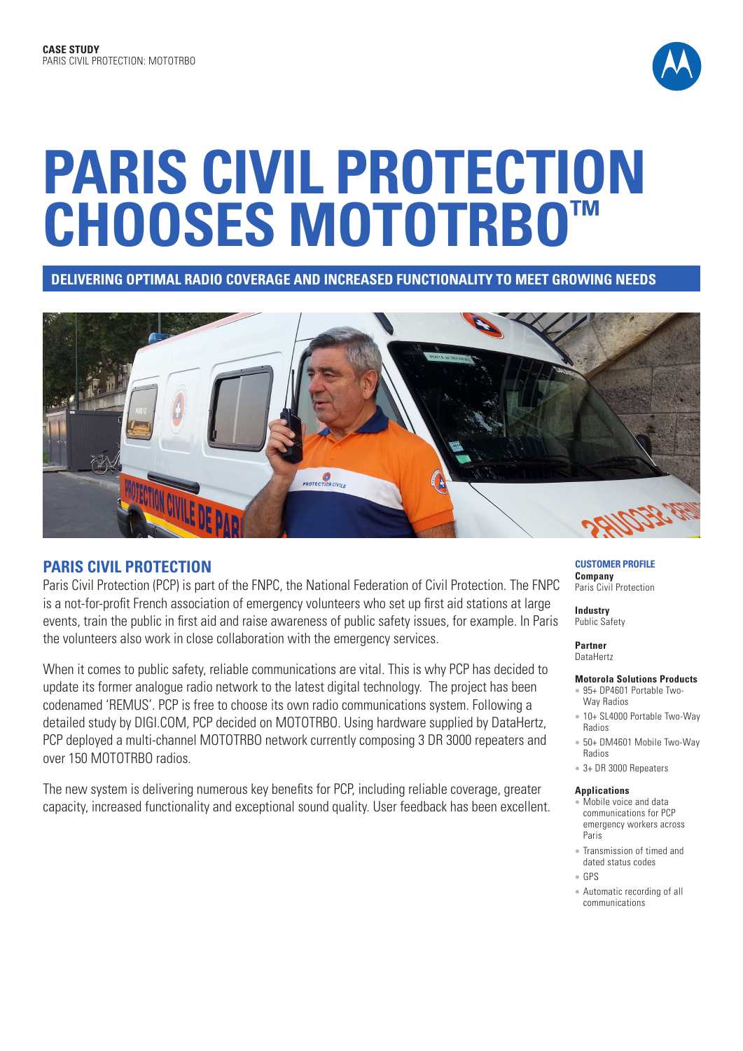**CASE STUDY**
PARIS CIVIL PROTECTION: MOTOTRBO

# PARIS CIVIL PROTECTION CHOOSES MOTOTRBO™

**DELIVERING OPTIMAL RADIO COVERAGE AND INCREASED FUNCTIONALITY TO MEET GROWING NEEDS**

## PARIS CIVIL PROTECTION

Paris Civil Protection (PCP) is part of the FNPC, the National Federation of Civil Protection. The FNPC is a not-for-profit French association of emergency volunteers who set up first aid stations at large events, train the public in first aid and raise awareness of public safety issues, for example. In Paris the volunteers also work in close collaboration with the emergency services.

When it comes to public safety, reliable communications are vital. This is why PCP has decided to update its former analogue radio network to the latest digital technology. The project has been codenamed 'REMUS'. PCP is free to choose its own radio communications system. Following a detailed study by DIGI.COM, PCP decided on MOTOTRBO. Using hardware supplied by DataHertz, PCP deployed a multi-channel MOTOTRBO network currently composing 3 DR 3000 repeaters and over 150 MOTOTRBO radios.

The new system is delivering numerous key benefits for PCP, including reliable coverage, greater capacity, increased functionality and exceptional sound quality. User feedback has been excellent.

### CUSTOMER PROFILE

**Company**
Paris Civil Protection

**Industry**
Public Safety

**Partner**
DataHertz

**Motorola Solutions Products**
- 95+ DP4601 Portable Two-Way Radios
- 10+ SL4000 Portable Two-Way Radios
- 50+ DM4601 Mobile Two-Way Radios
- 3+ DR 3000 Repeaters

**Applications**
- Mobile voice and data communications for PCP emergency workers across Paris
- Transmission of timed and dated status codes
- GPS
- Automatic recording of all communications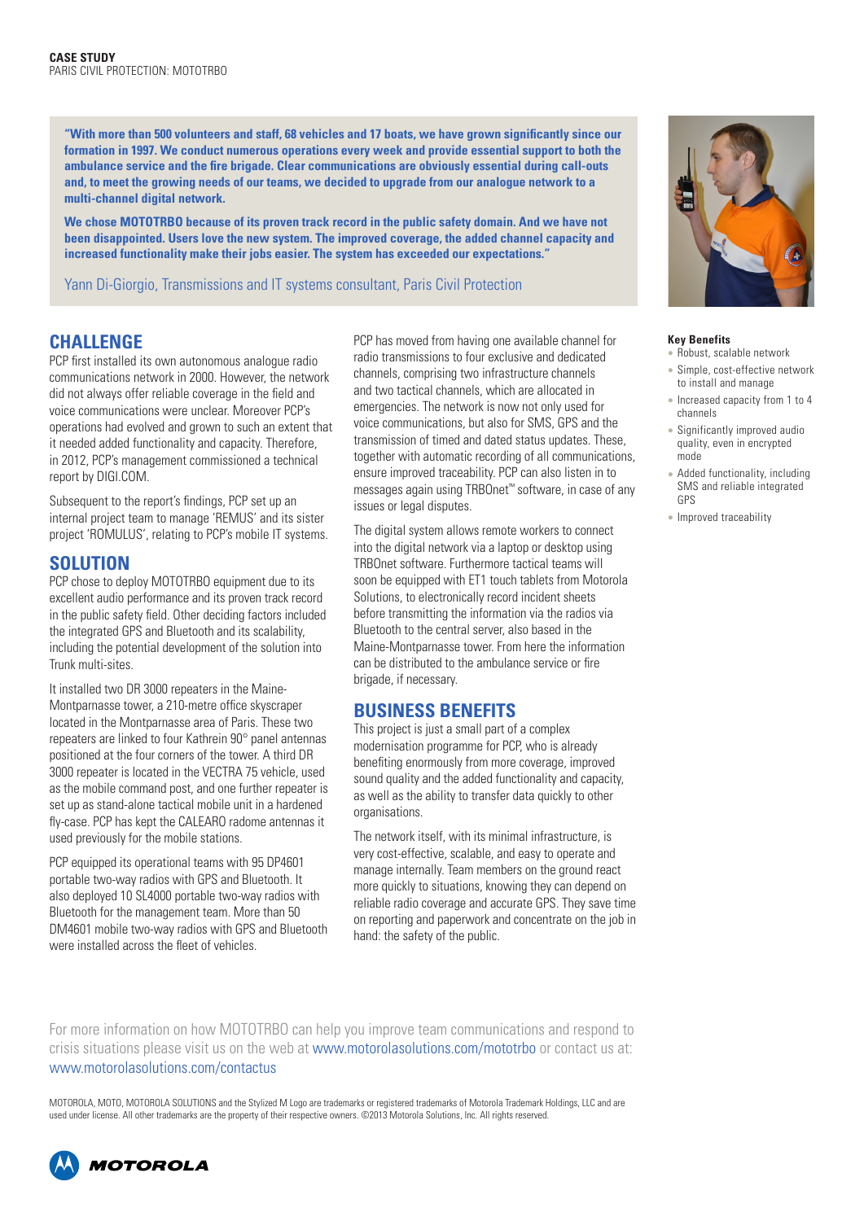**CASE STUDY**
PARIS CIVIL PROTECTION: MOTOTRBO

**"With more than 500 volunteers and staff, 68 vehicles and 17 boats, we have grown significantly since our formation in 1997. We conduct numerous operations every week and provide essential support to both the ambulance service and the fire brigade. Clear communications are obviously essential during call-outs and, to meet the growing needs of our teams, we decided to upgrade from our analogue network to a multi-channel digital network.**

**We chose MOTOTRBO because of its proven track record in the public safety domain. And we have not been disappointed. Users love the new system. The improved coverage, the added channel capacity and increased functionality make their jobs easier. The system has exceeded our expectations."**

Yann Di-Giorgio, Transmissions and IT systems consultant, Paris Civil Protection

## CHALLENGE

PCP first installed its own autonomous analogue radio communications network in 2000. However, the network did not always offer reliable coverage in the field and voice communications were unclear. Moreover PCP's operations had evolved and grown to such an extent that it needed added functionality and capacity. Therefore, in 2012, PCP's management commissioned a technical report by DIGI.COM.

Subsequent to the report's findings, PCP set up an internal project team to manage 'REMUS' and its sister project 'ROMULUS', relating to PCP's mobile IT systems.

## SOLUTION

PCP chose to deploy MOTOTRBO equipment due to its excellent audio performance and its proven track record in the public safety field. Other deciding factors included the integrated GPS and Bluetooth and its scalability, including the potential development of the solution into Trunk multi-sites.

It installed two DR 3000 repeaters in the Maine-Montparnasse tower, a 210-metre office skyscraper located in the Montparnasse area of Paris. These two repeaters are linked to four Kathrein 90° panel antennas positioned at the four corners of the tower. A third DR 3000 repeater is located in the VECTRA 75 vehicle, used as the mobile command post, and one further repeater is set up as stand-alone tactical mobile unit in a hardened fly-case. PCP has kept the CALEARO radome antennas it used previously for the mobile stations.

PCP equipped its operational teams with 95 DP4601 portable two-way radios with GPS and Bluetooth. It also deployed 10 SL4000 portable two-way radios with Bluetooth for the management team. More than 50 DM4601 mobile two-way radios with GPS and Bluetooth were installed across the fleet of vehicles.

PCP has moved from having one available channel for radio transmissions to four exclusive and dedicated channels, comprising two infrastructure channels and two tactical channels, which are allocated in emergencies. The network is now not only used for voice communications, but also for SMS, GPS and the transmission of timed and dated status updates. These, together with automatic recording of all communications, ensure improved traceability. PCP can also listen in to messages again using TRBOnet™ software, in case of any issues or legal disputes.

The digital system allows remote workers to connect into the digital network via a laptop or desktop using TRBOnet software. Furthermore tactical teams will soon be equipped with ET1 touch tablets from Motorola Solutions, to electronically record incident sheets before transmitting the information via the radios via Bluetooth to the central server, also based in the Maine-Montparnasse tower. From here the information can be distributed to the ambulance service or fire brigade, if necessary.

## BUSINESS BENEFITS

This project is just a small part of a complex modernisation programme for PCP, who is already benefiting enormously from more coverage, improved sound quality and the added functionality and capacity, as well as the ability to transfer data quickly to other organisations.

The network itself, with its minimal infrastructure, is very cost-effective, scalable, and easy to operate and manage internally. Team members on the ground react more quickly to situations, knowing they can depend on reliable radio coverage and accurate GPS. They save time on reporting and paperwork and concentrate on the job in hand: the safety of the public.

**Key Benefits**

- Robust, scalable network
- Simple, cost-effective network to install and manage
- Increased capacity from 1 to 4 channels
- Significantly improved audio quality, even in encrypted mode
- Added functionality, including SMS and reliable integrated GPS
- Improved traceability

For more information on how MOTOTRBO can help you improve team communications and respond to crisis situations please visit us on the web at www.motorolasolutions.com/mototrbo or contact us at: www.motorolasolutions.com/contactus

MOTOROLA, MOTO, MOTOROLA SOLUTIONS and the Stylized M Logo are trademarks or registered trademarks of Motorola Trademark Holdings, LLC and are used under license. All other trademarks are the property of their respective owners. ©2013 Motorola Solutions, Inc. All rights reserved.

MOTOROLA